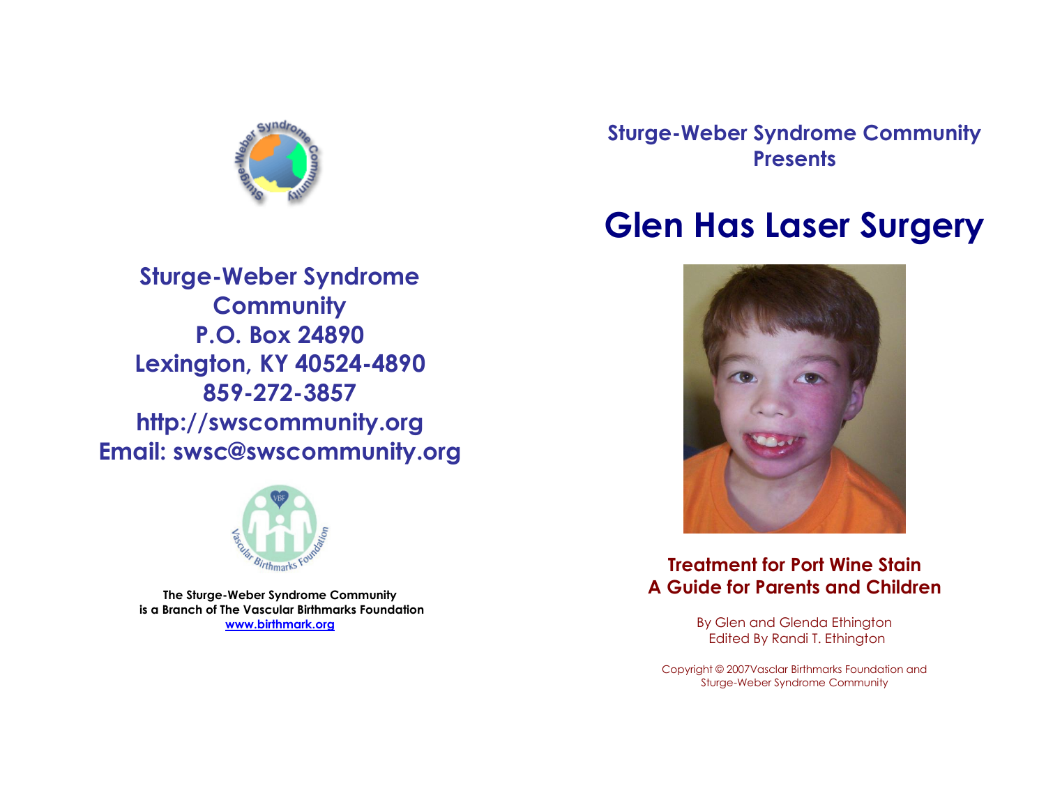Sturge-Weber Syndrome Community
P.O. Box 24890
Lexington, KY 40524-4890
859-272-3857
http://swscommunity.org
Email: swsc@swscommunity.org

The Sturge-Weber Syndrome Community
is a Branch of The Vascular Birthmarks Foundation
www.birthmark.org

## Sturge-Weber Syndrome Community Presents

# Glen Has Laser Surgery

### Treatment for Port Wine Stain
### A Guide for Parents and Children

By Glen and Glenda Ethington
Edited By Randi T. Ethington

Copyright © 2007Vasclar Birthmarks Foundation and Sturge-Weber Syndrome Community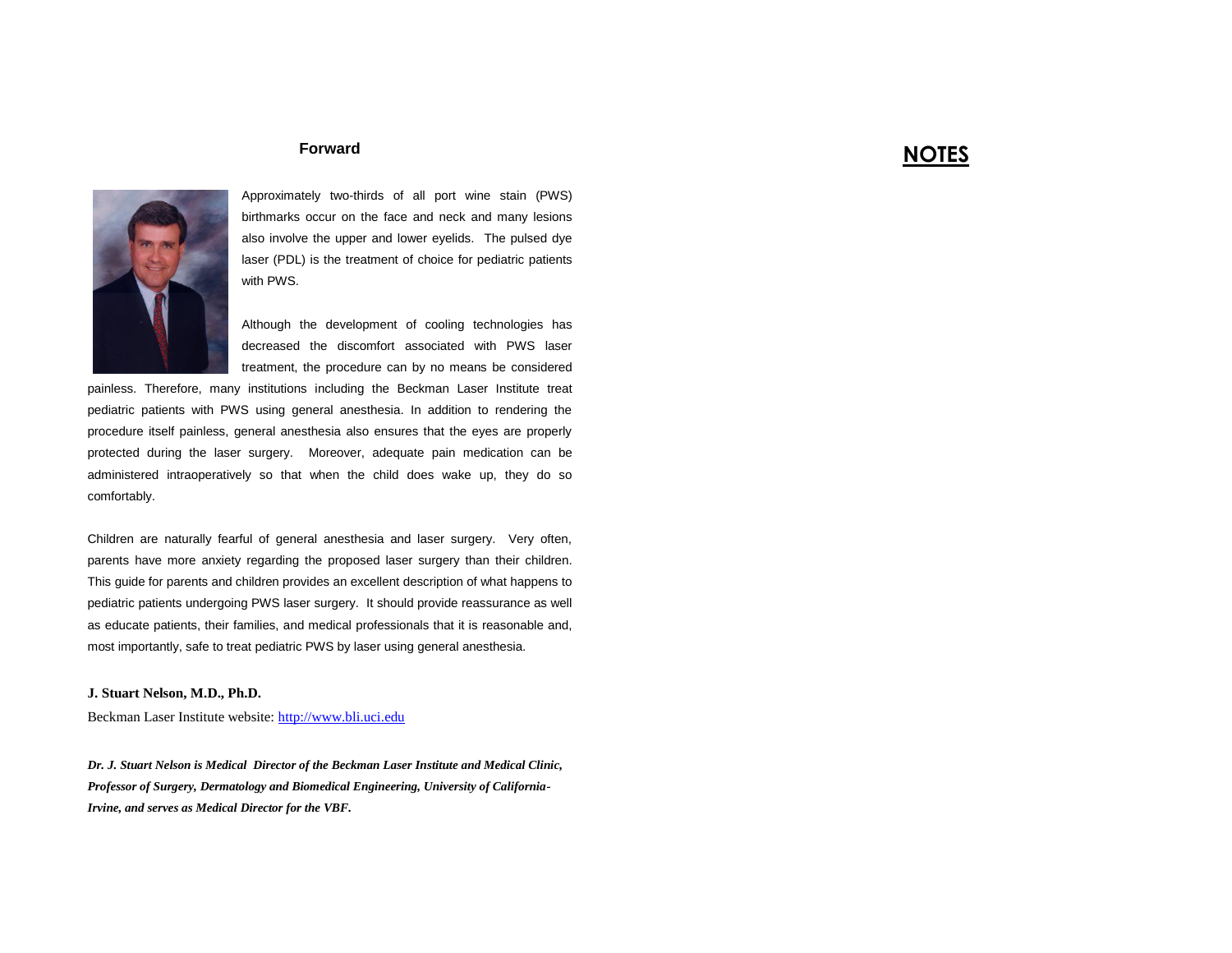## Forward

Approximately two-thirds of all port wine stain (PWS) birthmarks occur on the face and neck and many lesions also involve the upper and lower eyelids. The pulsed dye laser (PDL) is the treatment of choice for pediatric patients with PWS.

Although the development of cooling technologies has decreased the discomfort associated with PWS laser treatment, the procedure can by no means be considered painless. Therefore, many institutions including the Beckman Laser Institute treat pediatric patients with PWS using general anesthesia. In addition to rendering the procedure itself painless, general anesthesia also ensures that the eyes are properly protected during the laser surgery. Moreover, adequate pain medication can be administered intraoperatively so that when the child does wake up, they do so comfortably.

Children are naturally fearful of general anesthesia and laser surgery. Very often, parents have more anxiety regarding the proposed laser surgery than their children. This guide for parents and children provides an excellent description of what happens to pediatric patients undergoing PWS laser surgery. It should provide reassurance as well as educate patients, their families, and medical professionals that it is reasonable and, most importantly, safe to treat pediatric PWS by laser using general anesthesia.

**J. Stuart Nelson, M.D., Ph.D.**

Beckman Laser Institute website: [http://www.bli.uci.edu](http://www.bli.uci.edu)

***Dr. J. Stuart Nelson is Medical Director of the Beckman Laser Institute and Medical Clinic, Professor of Surgery, Dermatology and Biomedical Engineering, University of California-Irvine, and serves as Medical Director for the VBF.***

## NOTES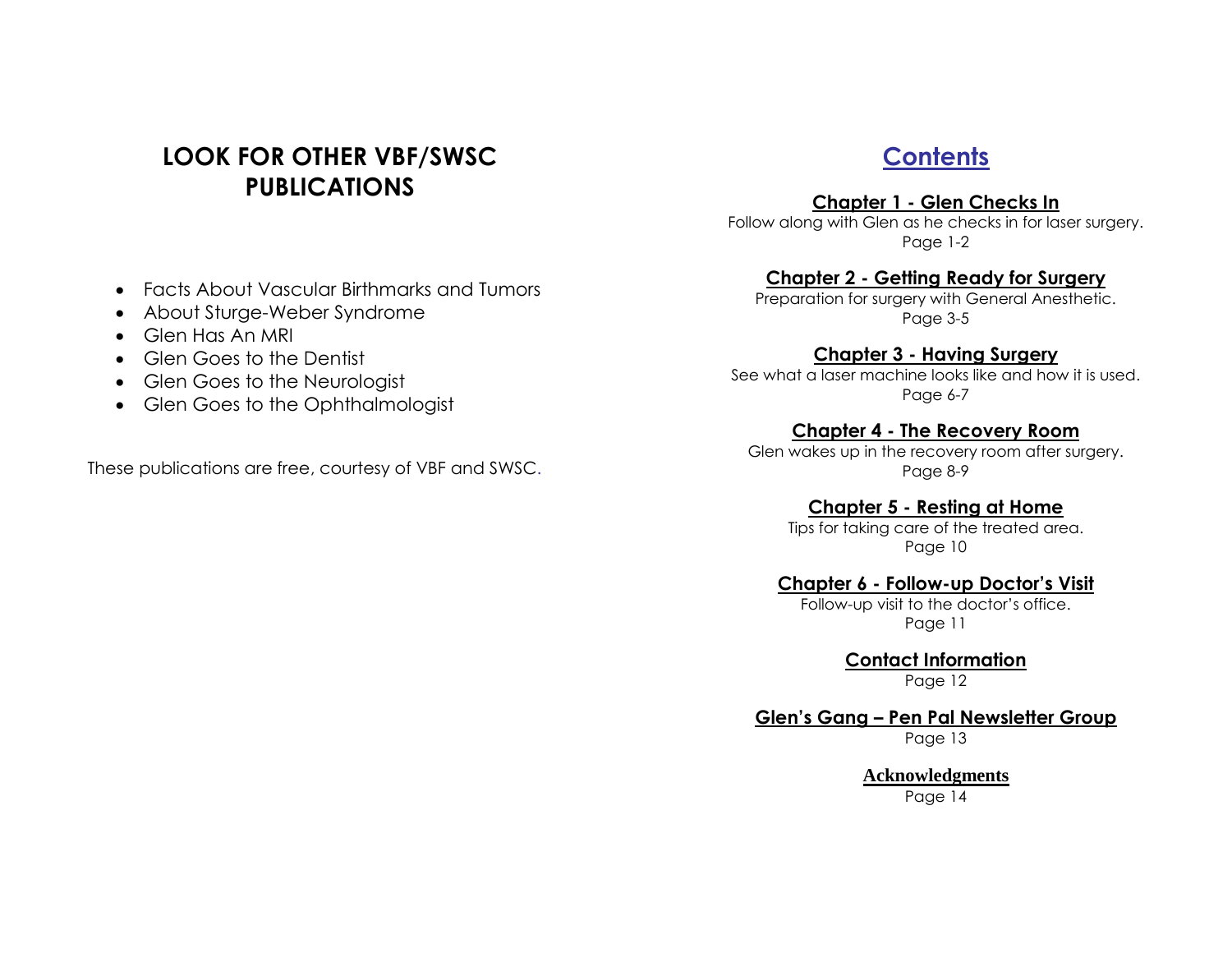## LOOK FOR OTHER VBF/SWSC PUBLICATIONS

- Facts About Vascular Birthmarks and Tumors
- About Sturge-Weber Syndrome
- Glen Has An MRI
- Glen Goes to the Dentist
- Glen Goes to the Neurologist
- Glen Goes to the Ophthalmologist

These publications are free, courtesy of VBF and SWSC.

# Contents

**Chapter 1 - Glen Checks In**
Follow along with Glen as he checks in for laser surgery.
Page 1-2

**Chapter 2 - Getting Ready for Surgery**
Preparation for surgery with General Anesthetic.
Page 3-5

**Chapter 3 - Having Surgery**
See what a laser machine looks like and how it is used.
Page 6-7

**Chapter 4 - The Recovery Room**
Glen wakes up in the recovery room after surgery.
Page 8-9

**Chapter 5 - Resting at Home**
Tips for taking care of the treated area.
Page 10

**Chapter 6 - Follow-up Doctor's Visit**
Follow-up visit to the doctor's office.
Page 11

**Contact Information**
Page 12

**Glen's Gang – Pen Pal Newsletter Group**
Page 13

**Acknowledgments**
Page 14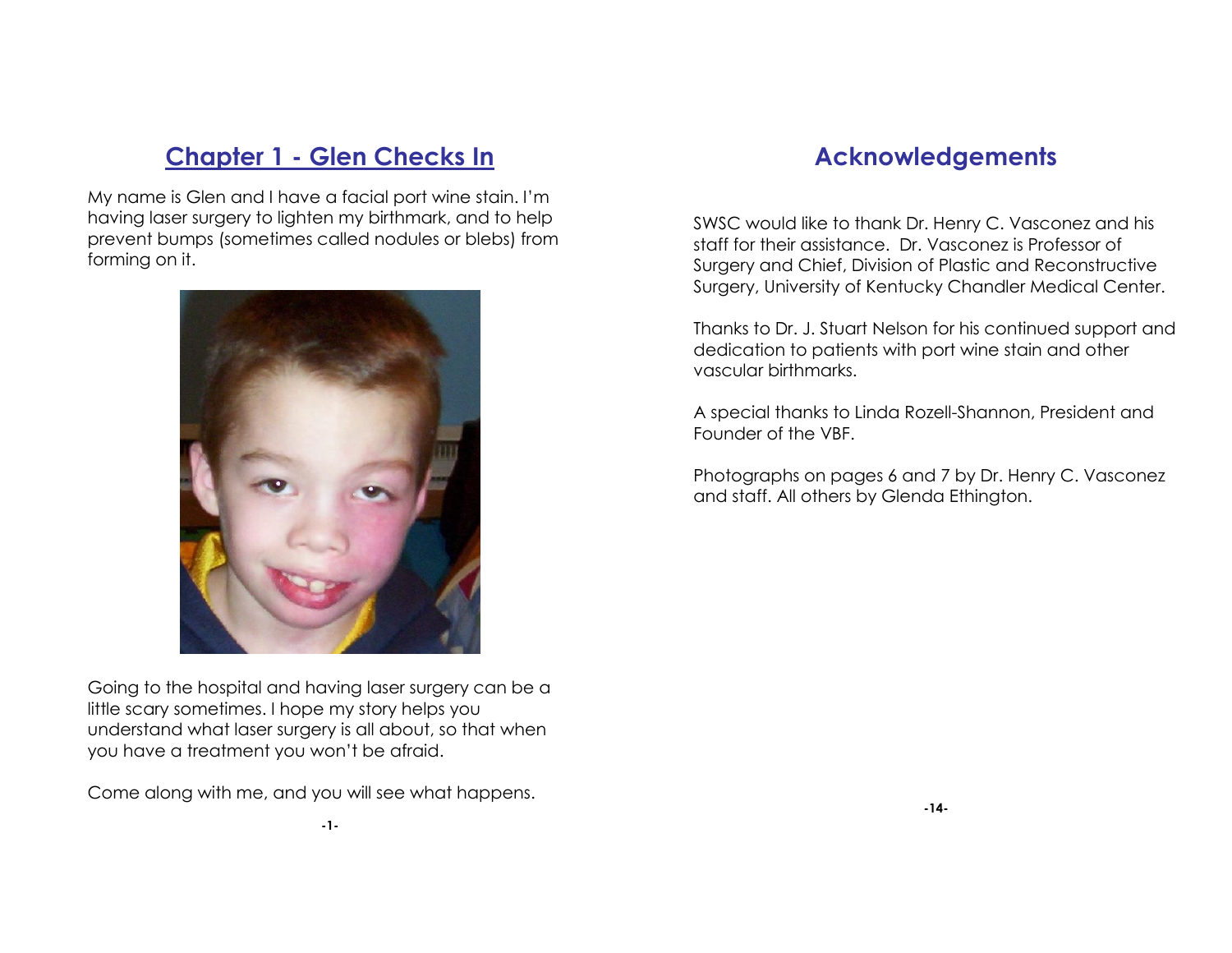## Chapter 1 - Glen Checks In

My name is Glen and I have a facial port wine stain. I'm having laser surgery to lighten my birthmark, and to help prevent bumps (sometimes called nodules or blebs) from forming on it.

Going to the hospital and having laser surgery can be a little scary sometimes. I hope my story helps you understand what laser surgery is all about, so that when you have a treatment you won't be afraid.

Come along with me, and you will see what happens.

## Acknowledgements

SWSC would like to thank Dr. Henry C. Vasconez and his staff for their assistance. Dr. Vasconez is Professor of Surgery and Chief, Division of Plastic and Reconstructive Surgery, University of Kentucky Chandler Medical Center.

Thanks to Dr. J. Stuart Nelson for his continued support and dedication to patients with port wine stain and other vascular birthmarks.

A special thanks to Linda Rozell-Shannon, President and Founder of the VBF.

Photographs on pages 6 and 7 by Dr. Henry C. Vasconez and staff. All others by Glenda Ethington.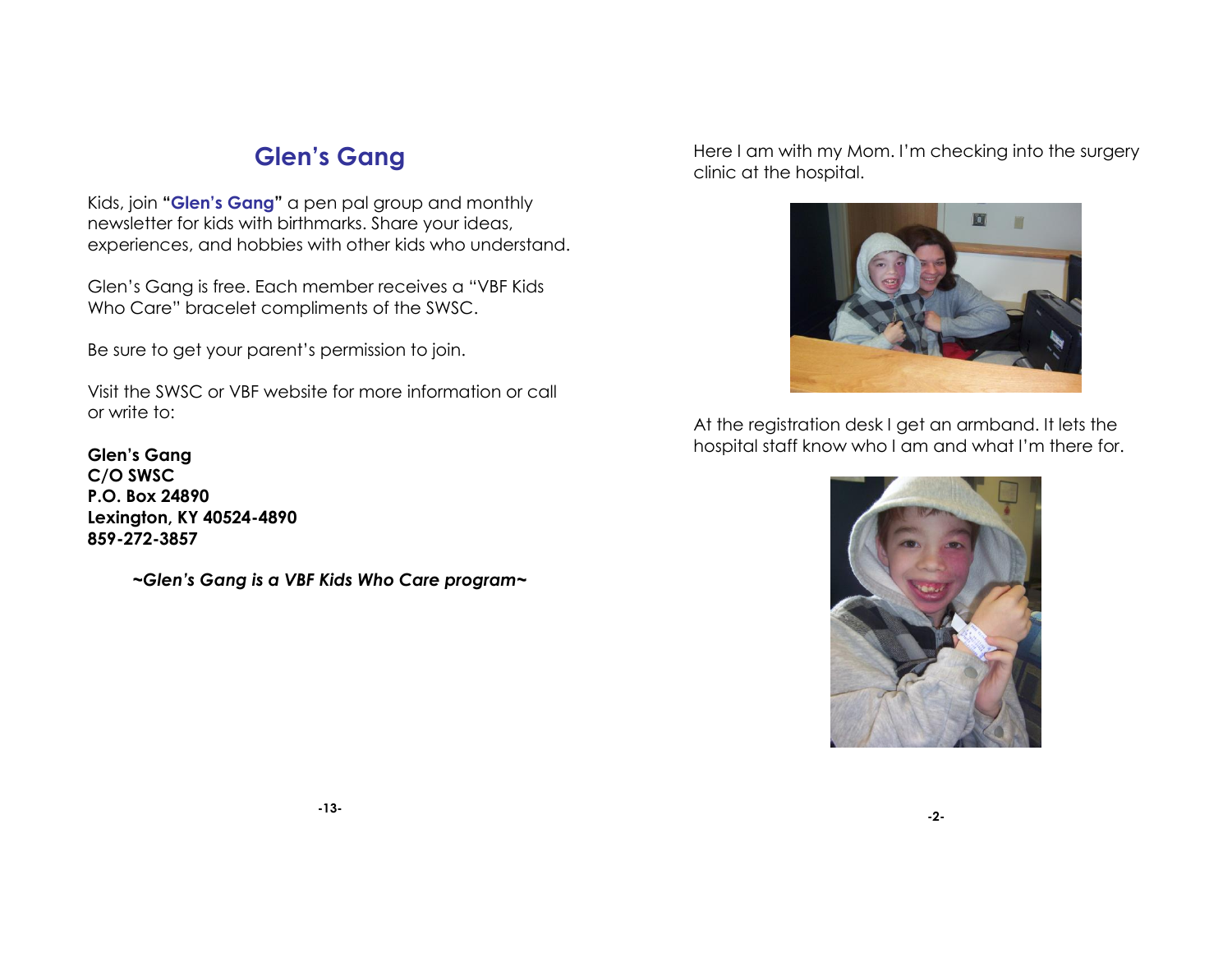## Glen's Gang

Kids, join **"Glen's Gang"** a pen pal group and monthly newsletter for kids with birthmarks. Share your ideas, experiences, and hobbies with other kids who understand.

Glen's Gang is free. Each member receives a "VBF Kids Who Care" bracelet compliments of the SWSC.

Be sure to get your parent's permission to join.

Visit the SWSC or VBF website for more information or call or write to:

**Glen's Gang**
**C/O SWSC**
**P.O. Box 24890**
**Lexington, KY 40524-4890**
**859-272-3857**

***~Glen's Gang is a VBF Kids Who Care program~***

Here I am with my Mom. I'm checking into the surgery clinic at the hospital.

At the registration desk I get an armband. It lets the hospital staff know who I am and what I'm there for.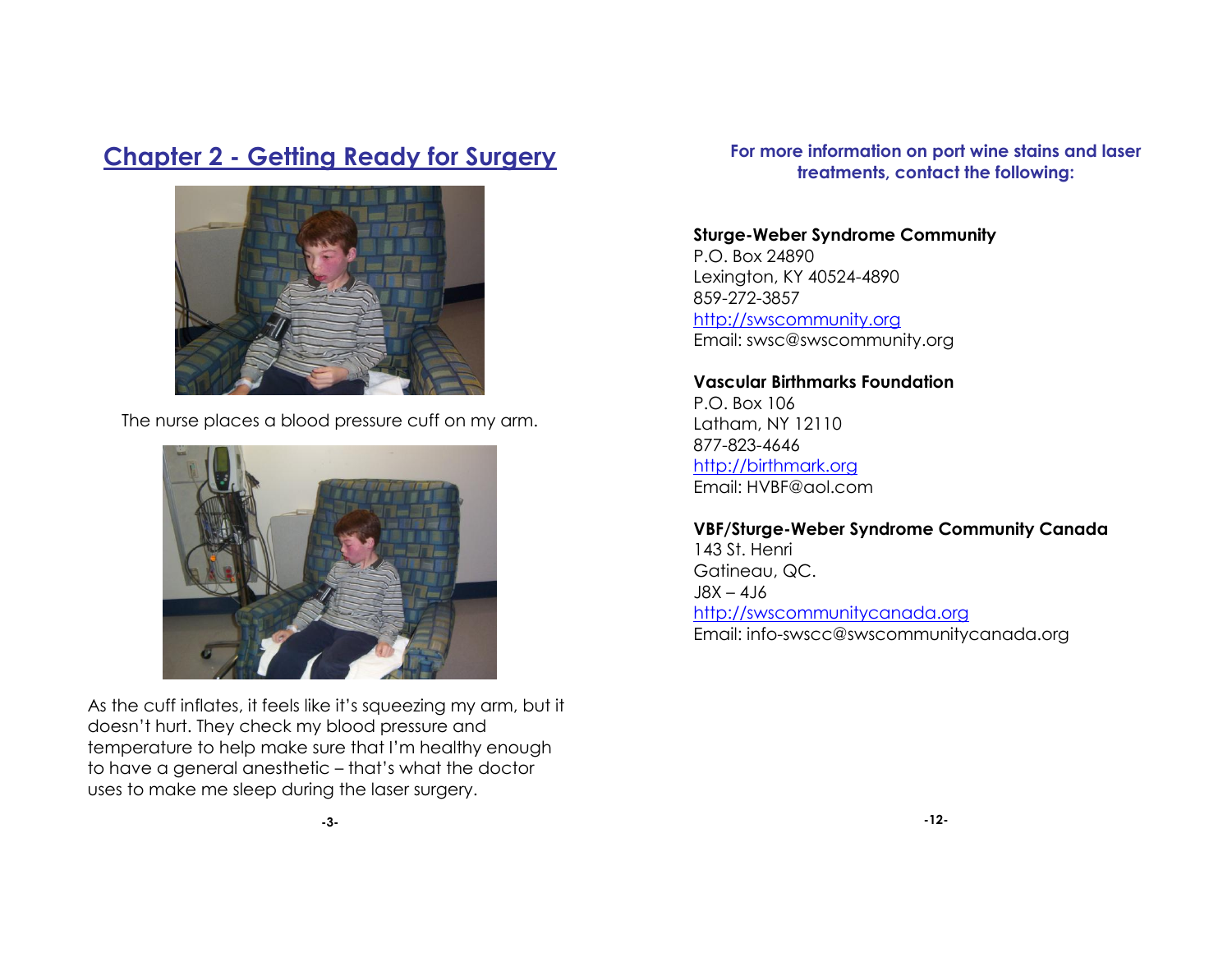## Chapter 2 - Getting Ready for Surgery

The nurse places a blood pressure cuff on my arm.

As the cuff inflates, it feels like it's squeezing my arm, but it doesn't hurt. They check my blood pressure and temperature to help make sure that I'm healthy enough to have a general anesthetic – that's what the doctor uses to make me sleep during the laser surgery.

**For more information on port wine stains and laser treatments, contact the following:**

**Sturge-Weber Syndrome Community**
P.O. Box 24890
Lexington, KY 40524-4890
859-272-3857
http://swscommunity.org
Email: swsc@swscommunity.org

**Vascular Birthmarks Foundation**
P.O. Box 106
Latham, NY 12110
877-823-4646
http://birthmark.org
Email: HVBF@aol.com

**VBF/Sturge-Weber Syndrome Community Canada**
143 St. Henri
Gatineau, QC.
J8X – 4J6
http://swscommunitycanada.org
Email: info-swscc@swscommunitycanada.org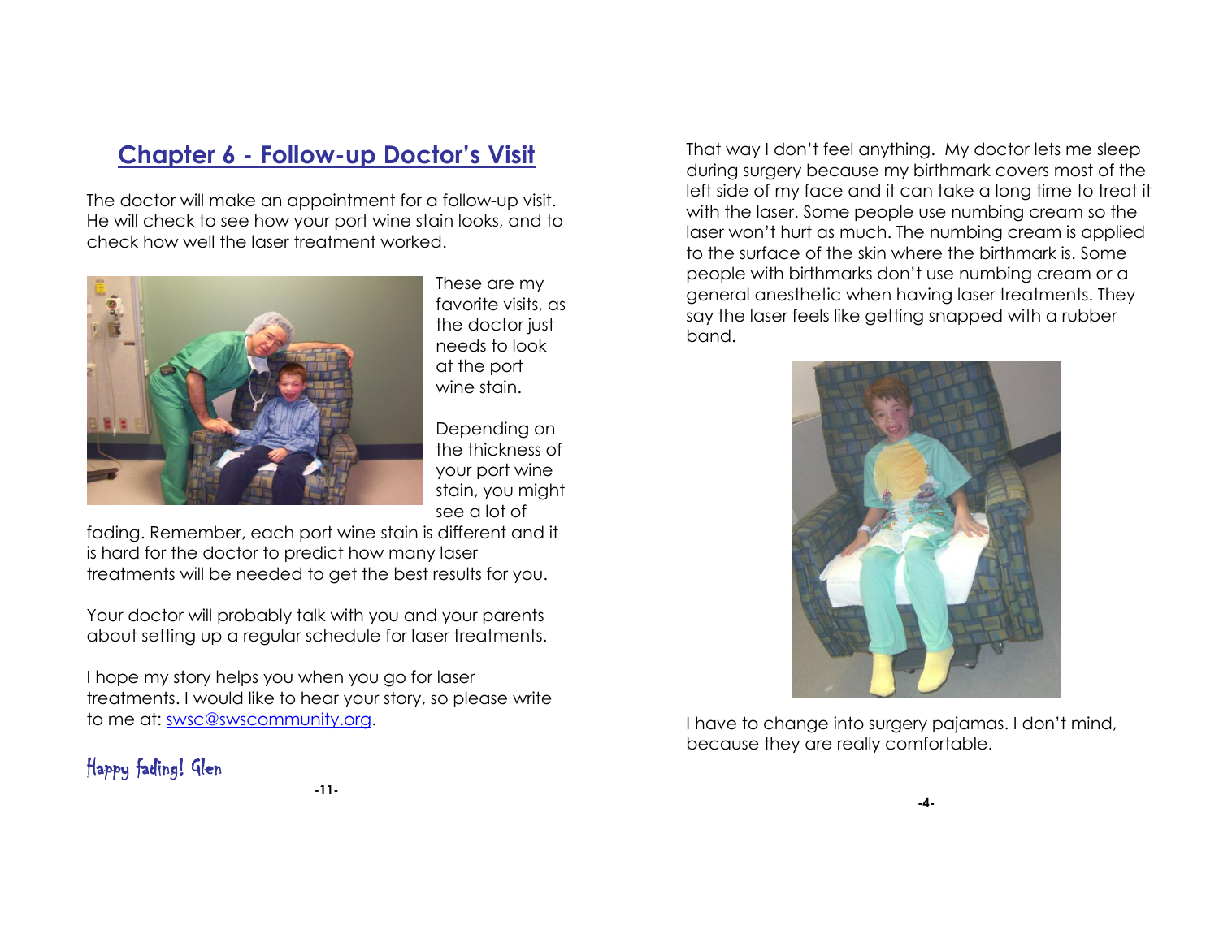## Chapter 6 - Follow-up Doctor's Visit

The doctor will make an appointment for a follow-up visit. He will check to see how your port wine stain looks, and to check how well the laser treatment worked.

These are my favorite visits, as the doctor just needs to look at the port wine stain.

Depending on the thickness of your port wine stain, you might see a lot of fading. Remember, each port wine stain is different and it is hard for the doctor to predict how many laser treatments will be needed to get the best results for you.

Your doctor will probably talk with you and your parents about setting up a regular schedule for laser treatments.

I hope my story helps you when you go for laser treatments. I would like to hear your story, so please write to me at: swsc@swscommunity.org.

Happy fading! Glen

That way I don't feel anything. My doctor lets me sleep during surgery because my birthmark covers most of the left side of my face and it can take a long time to treat it with the laser. Some people use numbing cream so the laser won't hurt as much. The numbing cream is applied to the surface of the skin where the birthmark is. Some people with birthmarks don't use numbing cream or a general anesthetic when having laser treatments. They say the laser feels like getting snapped with a rubber band.

I have to change into surgery pajamas. I don't mind, because they are really comfortable.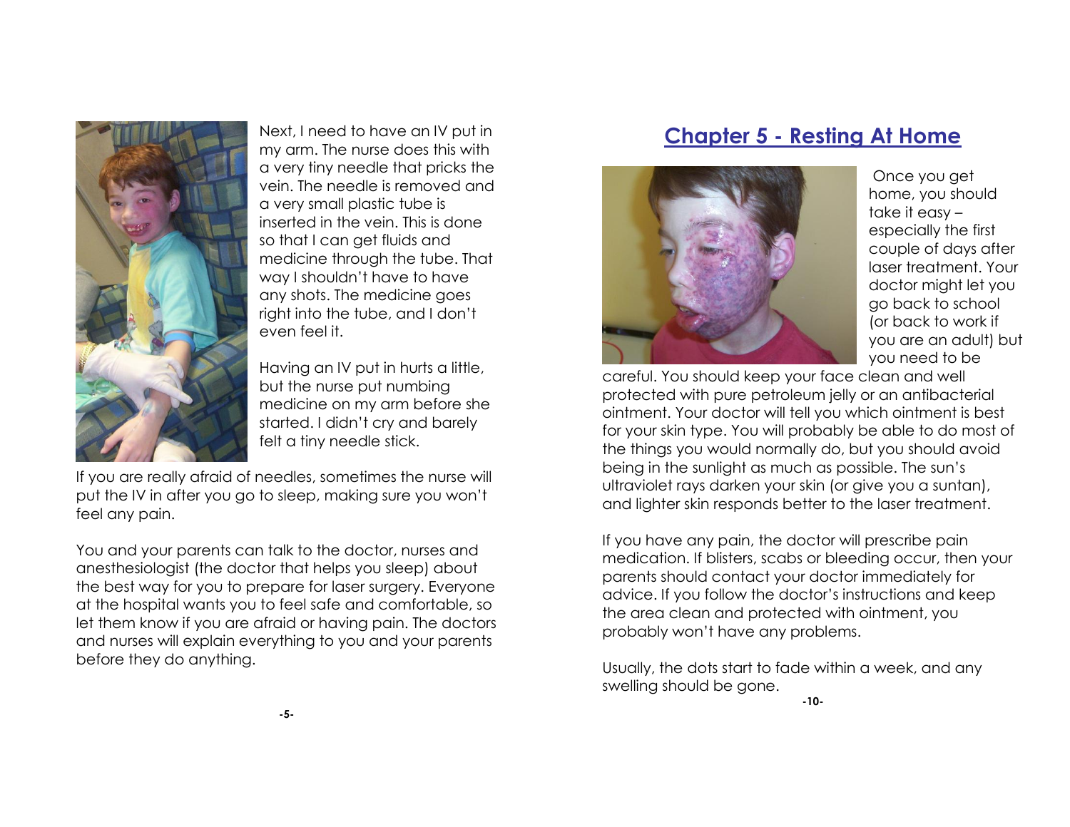Next, I need to have an IV put in my arm. The nurse does this with a very tiny needle that pricks the vein. The needle is removed and a very small plastic tube is inserted in the vein. This is done so that I can get fluids and medicine through the tube. That way I shouldn't have to have any shots. The medicine goes right into the tube, and I don't even feel it.

Having an IV put in hurts a little, but the nurse put numbing medicine on my arm before she started. I didn't cry and barely felt a tiny needle stick.

If you are really afraid of needles, sometimes the nurse will put the IV in after you go to sleep, making sure you won't feel any pain.

You and your parents can talk to the doctor, nurses and anesthesiologist (the doctor that helps you sleep) about the best way for you to prepare for laser surgery. Everyone at the hospital wants you to feel safe and comfortable, so let them know if you are afraid or having pain. The doctors and nurses will explain everything to you and your parents before they do anything.

## Chapter 5 - Resting At Home

Once you get home, you should take it easy – especially the first couple of days after laser treatment. Your doctor might let you go back to school (or back to work if you are an adult) but you need to be careful. You should keep your face clean and well protected with pure petroleum jelly or an antibacterial ointment. Your doctor will tell you which ointment is best for your skin type. You will probably be able to do most of the things you would normally do, but you should avoid being in the sunlight as much as possible. The sun's ultraviolet rays darken your skin (or give you a suntan), and lighter skin responds better to the laser treatment.

If you have any pain, the doctor will prescribe pain medication. If blisters, scabs or bleeding occur, then your parents should contact your doctor immediately for advice. If you follow the doctor's instructions and keep the area clean and protected with ointment, you probably won't have any problems.

Usually, the dots start to fade within a week, and any swelling should be gone.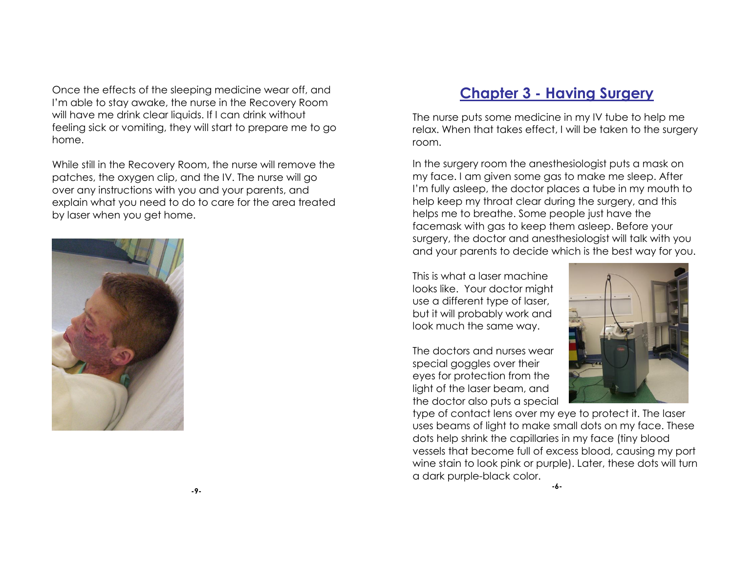Once the effects of the sleeping medicine wear off, and I'm able to stay awake, the nurse in the Recovery Room will have me drink clear liquids. If I can drink without feeling sick or vomiting, they will start to prepare me to go home.

While still in the Recovery Room, the nurse will remove the patches, the oxygen clip, and the IV. The nurse will go over any instructions with you and your parents, and explain what you need to do to care for the area treated by laser when you get home.

# Chapter 3 - Having Surgery

The nurse puts some medicine in my IV tube to help me relax. When that takes effect, I will be taken to the surgery room.

In the surgery room the anesthesiologist puts a mask on my face. I am given some gas to make me sleep. After I'm fully asleep, the doctor places a tube in my mouth to help keep my throat clear during the surgery, and this helps me to breathe. Some people just have the facemask with gas to keep them asleep. Before your surgery, the doctor and anesthesiologist will talk with you and your parents to decide which is the best way for you.

This is what a laser machine looks like. Your doctor might use a different type of laser, but it will probably work and look much the same way.

The doctors and nurses wear special goggles over their eyes for protection from the light of the laser beam, and the doctor also puts a special type of contact lens over my eye to protect it. The laser uses beams of light to make small dots on my face. These dots help shrink the capillaries in my face (tiny blood vessels that become full of excess blood, causing my port wine stain to look pink or purple). Later, these dots will turn a dark purple-black color.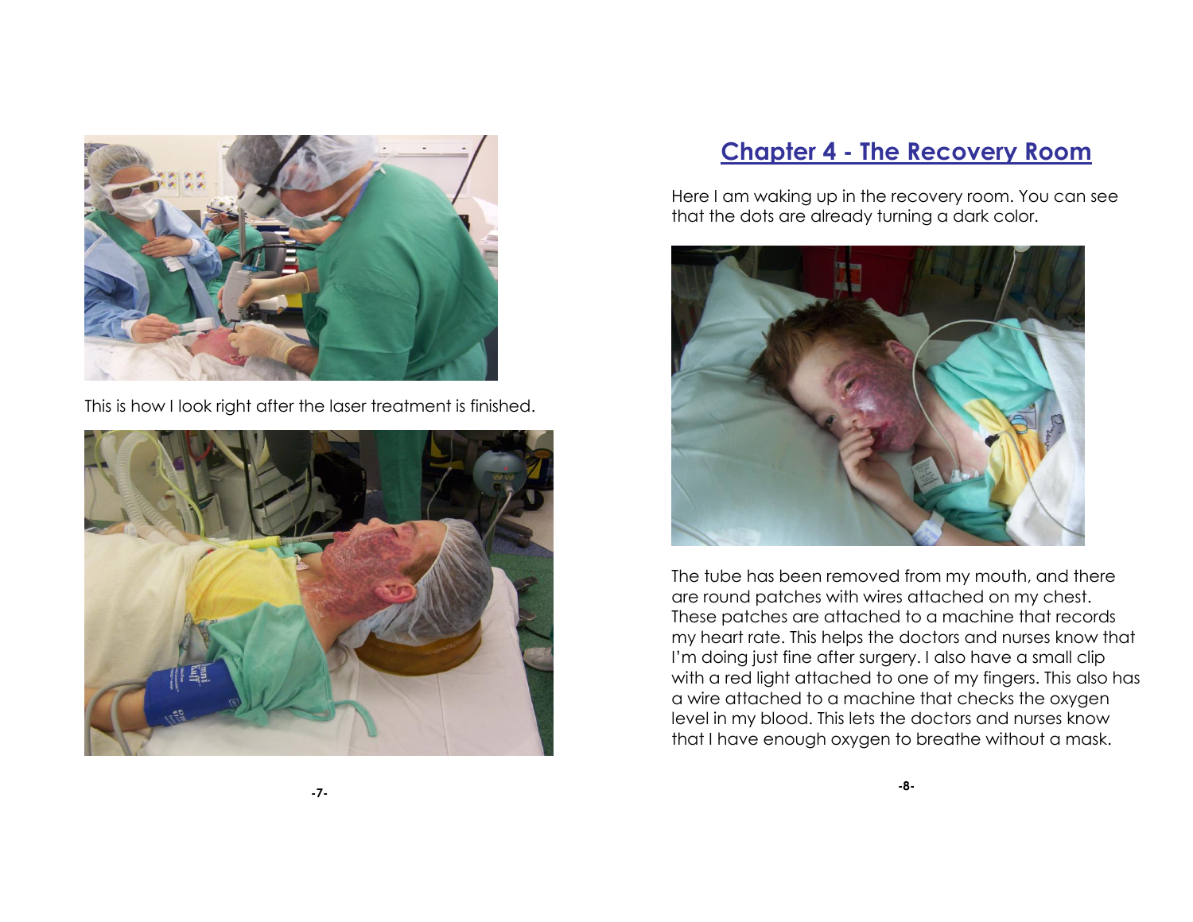This is how I look right after the laser treatment is finished.

## Chapter 4 - The Recovery Room

Here I am waking up in the recovery room. You can see that the dots are already turning a dark color.

The tube has been removed from my mouth, and there are round patches with wires attached on my chest. These patches are attached to a machine that records my heart rate. This helps the doctors and nurses know that I'm doing just fine after surgery. I also have a small clip with a red light attached to one of my fingers. This also has a wire attached to a machine that checks the oxygen level in my blood. This lets the doctors and nurses know that I have enough oxygen to breathe without a mask.